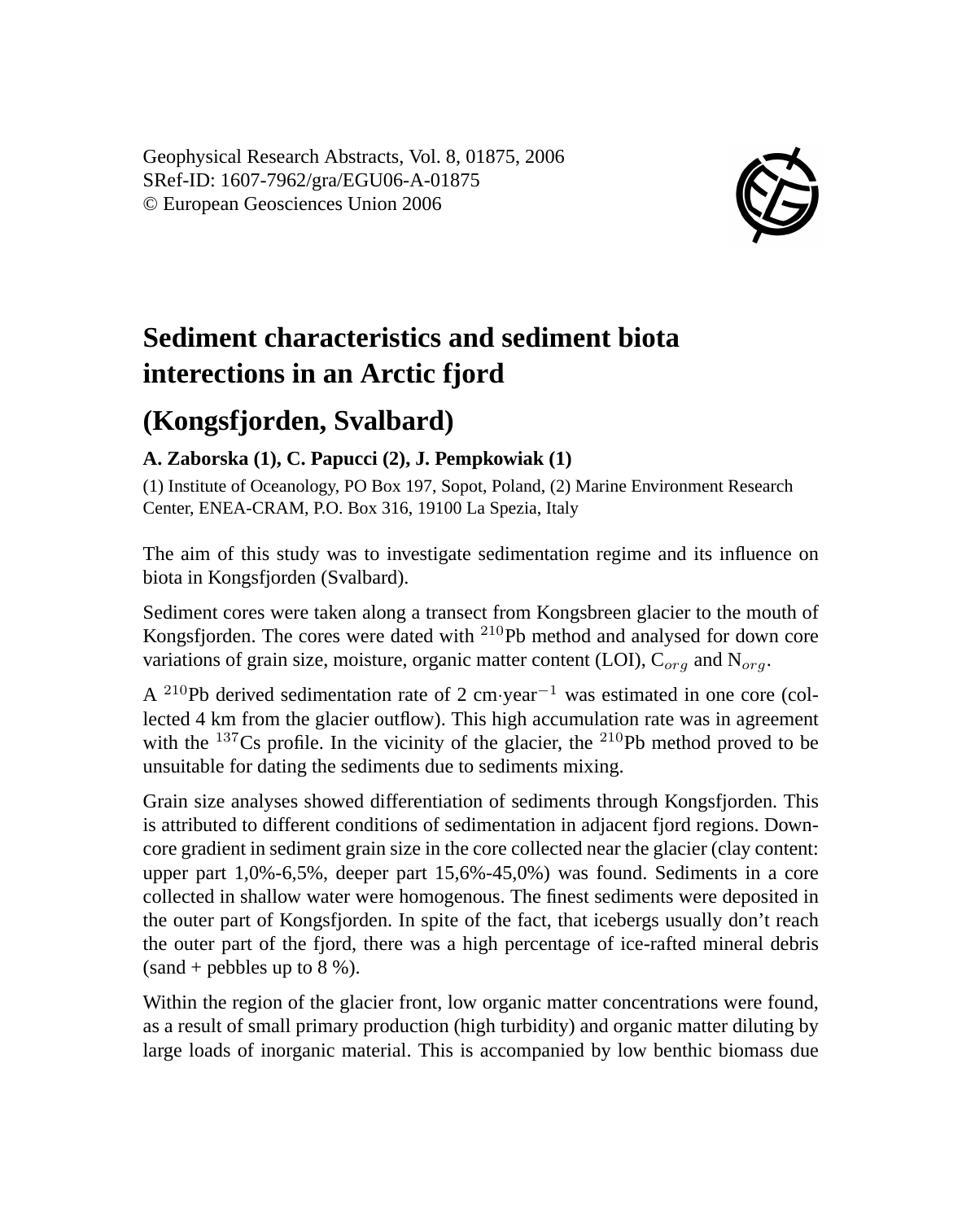Geophysical Research Abstracts, Vol. 8, 01875, 2006
SRef-ID: 1607-7962/gra/EGU06-A-01875
© European Geosciences Union 2006

# Sediment characteristics and sediment biota interections in an Arctic fjord

# (Kongsfjorden, Svalbard)

**A. Zaborska (1), C. Papucci (2), J. Pempkowiak (1)**

(1) Institute of Oceanology, PO Box 197, Sopot, Poland, (2) Marine Environment Research Center, ENEA-CRAM, P.O. Box 316, 19100 La Spezia, Italy

The aim of this study was to investigate sedimentation regime and its influence on biota in Kongsfjorden (Svalbard).

Sediment cores were taken along a transect from Kongsbreen glacier to the mouth of Kongsfjorden. The cores were dated with $^{210}$Pb method and analysed for down core variations of grain size, moisture, organic matter content (LOI), $C_{org}$ and $N_{org}$.

A $^{210}$Pb derived sedimentation rate of 2 cm·year$^{-1}$ was estimated in one core (collected 4 km from the glacier outflow). This high accumulation rate was in agreement with the $^{137}$Cs profile. In the vicinity of the glacier, the $^{210}$Pb method proved to be unsuitable for dating the sediments due to sediments mixing.

Grain size analyses showed differentiation of sediments through Kongsfjorden. This is attributed to different conditions of sedimentation in adjacent fjord regions. Down-core gradient in sediment grain size in the core collected near the glacier (clay content: upper part 1,0%-6,5%, deeper part 15,6%-45,0%) was found. Sediments in a core collected in shallow water were homogenous. The finest sediments were deposited in the outer part of Kongsfjorden. In spite of the fact, that icebergs usually don't reach the outer part of the fjord, there was a high percentage of ice-rafted mineral debris (sand + pebbles up to 8 %).

Within the region of the glacier front, low organic matter concentrations were found, as a result of small primary production (high turbidity) and organic matter diluting by large loads of inorganic material. This is accompanied by low benthic biomass due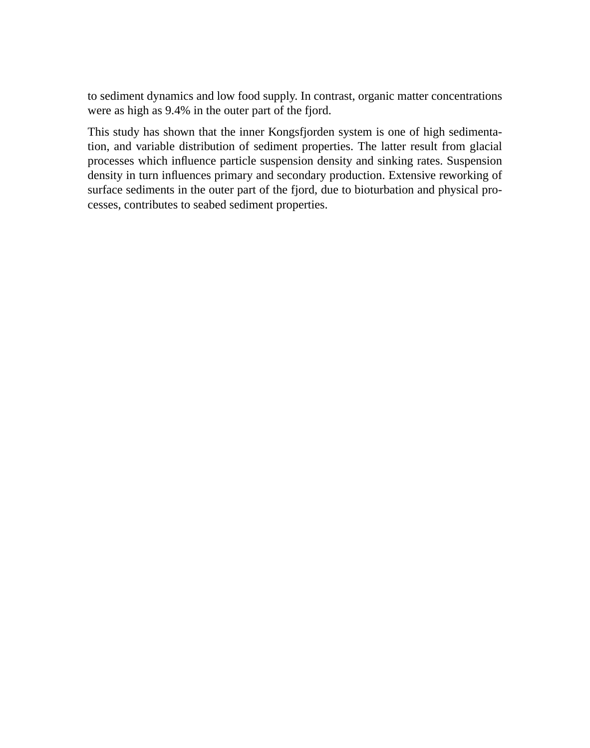to sediment dynamics and low food supply. In contrast, organic matter concentrations were as high as 9.4% in the outer part of the fjord.

This study has shown that the inner Kongsfjorden system is one of high sedimentation, and variable distribution of sediment properties. The latter result from glacial processes which influence particle suspension density and sinking rates. Suspension density in turn influences primary and secondary production. Extensive reworking of surface sediments in the outer part of the fjord, due to bioturbation and physical processes, contributes to seabed sediment properties.